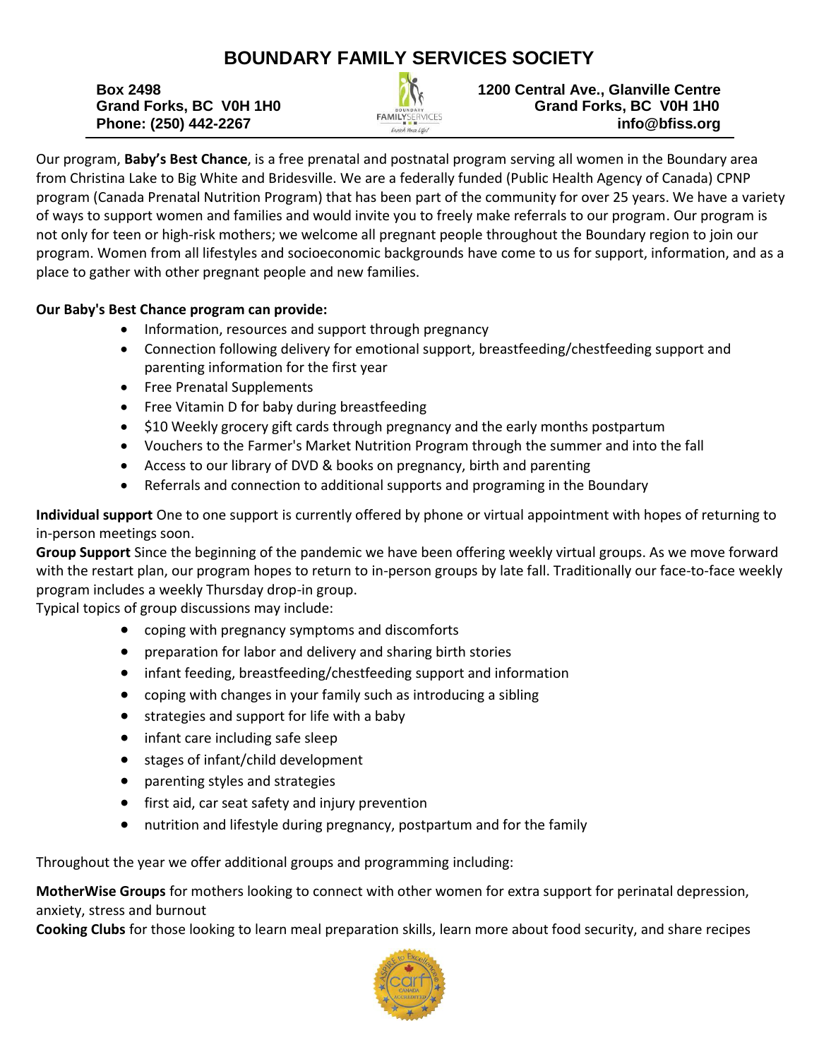# BOUNDARY FAMILY SERVICES SOCIETY

**Box 2498**
**Grand Forks, BC V0H 1H0**
**Phone: (250) 442-2267**

**1200 Central Ave., Glanville Centre**
**Grand Forks, BC V0H 1H0**
**info@bfiss.org**

Our program, **Baby's Best Chance**, is a free prenatal and postnatal program serving all women in the Boundary area from Christina Lake to Big White and Bridesville. We are a federally funded (Public Health Agency of Canada) CPNP program (Canada Prenatal Nutrition Program) that has been part of the community for over 25 years. We have a variety of ways to support women and families and would invite you to freely make referrals to our program. Our program is not only for teen or high-risk mothers; we welcome all pregnant people throughout the Boundary region to join our program. Women from all lifestyles and socioeconomic backgrounds have come to us for support, information, and as a place to gather with other pregnant people and new families.

**Our Baby's Best Chance program can provide:**

- Information, resources and support through pregnancy
- Connection following delivery for emotional support, breastfeeding/chestfeeding support and parenting information for the first year
- Free Prenatal Supplements
- Free Vitamin D for baby during breastfeeding
- $10 Weekly grocery gift cards through pregnancy and the early months postpartum
- Vouchers to the Farmer's Market Nutrition Program through the summer and into the fall
- Access to our library of DVD & books on pregnancy, birth and parenting
- Referrals and connection to additional supports and programing in the Boundary

**Individual support** One to one support is currently offered by phone or virtual appointment with hopes of returning to in-person meetings soon.
**Group Support** Since the beginning of the pandemic we have been offering weekly virtual groups. As we move forward with the restart plan, our program hopes to return to in-person groups by late fall. Traditionally our face-to-face weekly program includes a weekly Thursday drop-in group.
Typical topics of group discussions may include:

- coping with pregnancy symptoms and discomforts
- preparation for labor and delivery and sharing birth stories
- infant feeding, breastfeeding/chestfeeding support and information
- coping with changes in your family such as introducing a sibling
- strategies and support for life with a baby
- infant care including safe sleep
- stages of infant/child development
- parenting styles and strategies
- first aid, car seat safety and injury prevention
- nutrition and lifestyle during pregnancy, postpartum and for the family

Throughout the year we offer additional groups and programming including:

**MotherWise Groups** for mothers looking to connect with other women for extra support for perinatal depression, anxiety, stress and burnout
**Cooking Clubs** for those looking to learn meal preparation skills, learn more about food security, and share recipes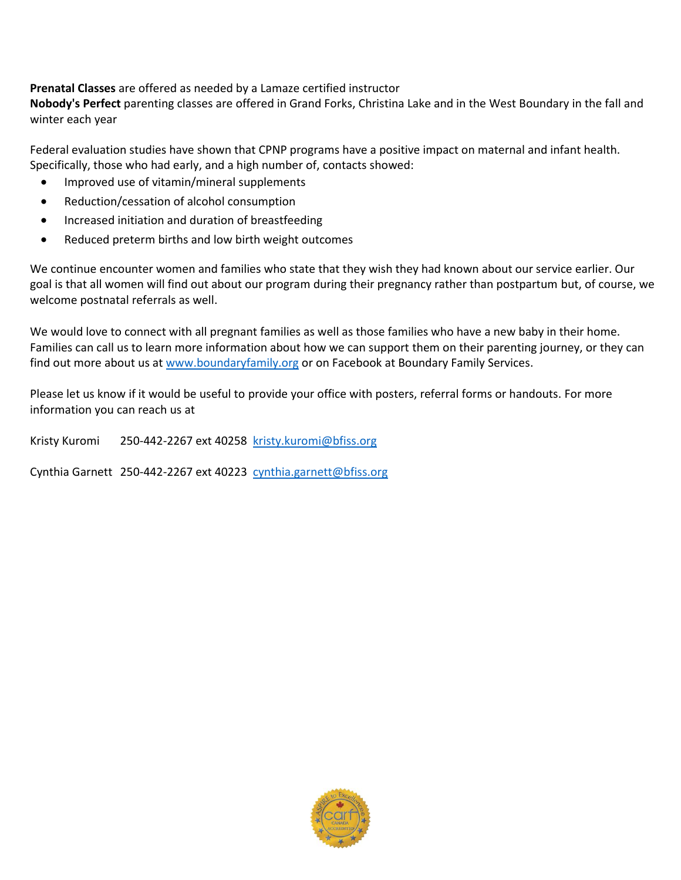**Prenatal Classes** are offered as needed by a Lamaze certified instructor
**Nobody's Perfect** parenting classes are offered in Grand Forks, Christina Lake and in the West Boundary in the fall and winter each year

Federal evaluation studies have shown that CPNP programs have a positive impact on maternal and infant health. Specifically, those who had early, and a high number of, contacts showed:

- Improved use of vitamin/mineral supplements
- Reduction/cessation of alcohol consumption
- Increased initiation and duration of breastfeeding
- Reduced preterm births and low birth weight outcomes

We continue encounter women and families who state that they wish they had known about our service earlier. Our goal is that all women will find out about our program during their pregnancy rather than postpartum but, of course, we welcome postnatal referrals as well.

We would love to connect with all pregnant families as well as those families who have a new baby in their home. Families can call us to learn more information about how we can support them on their parenting journey, or they can find out more about us at www.boundaryfamily.org or on Facebook at Boundary Family Services.

Please let us know if it would be useful to provide your office with posters, referral forms or handouts. For more information you can reach us at

Kristy Kuromi 250-442-2267 ext 40258 kristy.kuromi@bfiss.org

Cynthia Garnett 250-442-2267 ext 40223 cynthia.garnett@bfiss.org